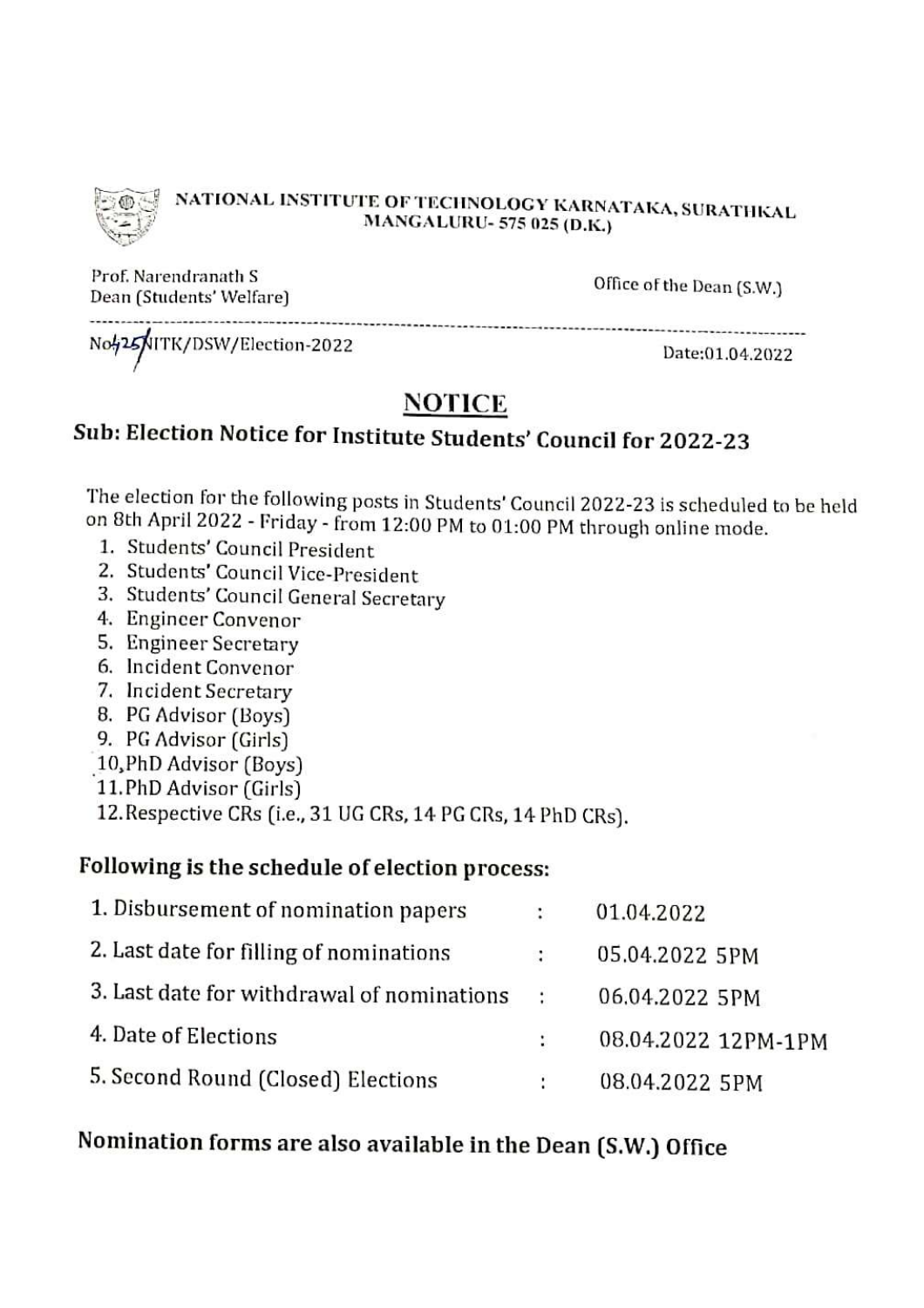**NATIONAL INSTITUTE OF TECHNOLOGY KARNATAKA, SURATHKAL**
**MANGALURU- 575 025 (D.K.)**

Prof. Narendranath S
Dean (Students' Welfare)

Office of the Dean (S.W.)

No425NITK/DSW/Election-2022

Date:01.04.2022

# NOTICE

## Sub: Election Notice for Institute Students' Council for 2022-23

The election for the following posts in Students' Council 2022-23 is scheduled to be held on 8th April 2022 - Friday - from 12:00 PM to 01:00 PM through online mode.

1. Students' Council President
2. Students' Council Vice-President
3. Students' Council General Secretary
4. Engineer Convenor
5. Engineer Secretary
6. Incident Convenor
7. Incident Secretary
8. PG Advisor (Boys)
9. PG Advisor (Girls)
10. PhD Advisor (Boys)
11. PhD Advisor (Girls)
12. Respective CRs (i.e., 31 UG CRs, 14 PG CRs, 14 PhD CRs).

### Following is the schedule of election process:

| | | |
|---|---|---|
| 1. Disbursement of nomination papers | : | 01.04.2022 |
| 2. Last date for filling of nominations | : | 05.04.2022 5PM |
| 3. Last date for withdrawal of nominations | : | 06.04.2022 5PM |
| 4. Date of Elections | : | 08.04.2022 12PM-1PM |
| 5. Second Round (Closed) Elections | : | 08.04.2022 5PM |

**Nomination forms are also available in the Dean (S.W.) Office**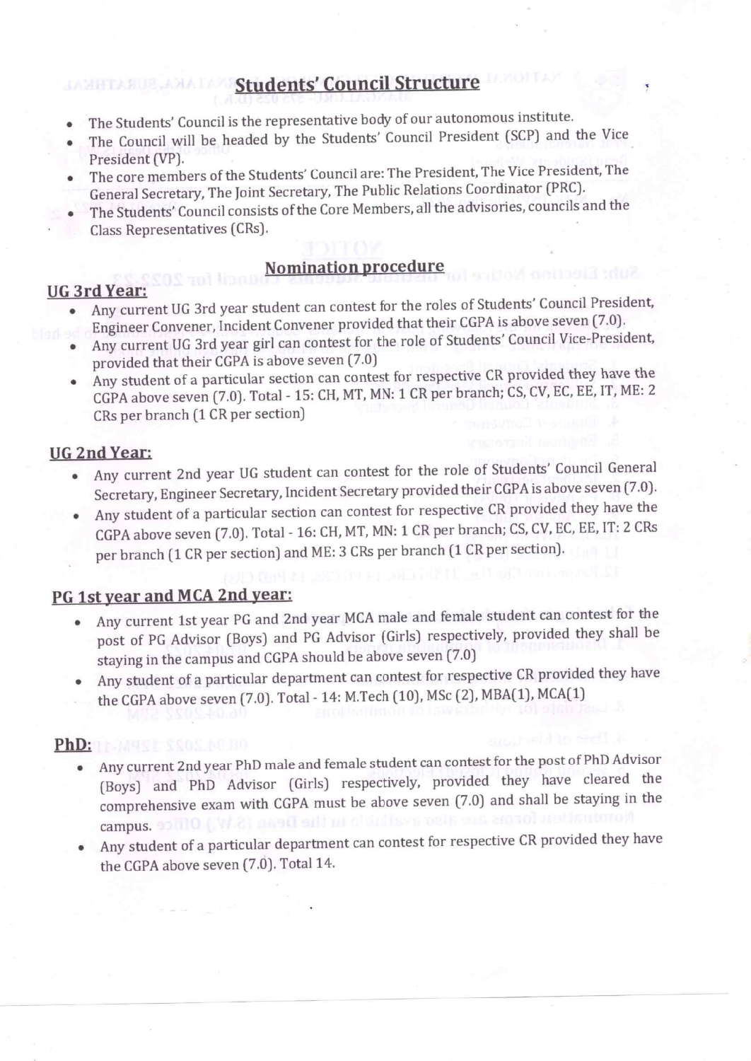# Students' Council Structure

- The Students' Council is the representative body of our autonomous institute.
- The Council will be headed by the Students' Council President (SCP) and the Vice President (VP).
- The core members of the Students' Council are: The President, The Vice President, The General Secretary, The Joint Secretary, The Public Relations Coordinator (PRC).
- The Students' Council consists of the Core Members, all the advisories, councils and the Class Representatives (CRs).

## Nomination procedure

### UG 3rd Year:

- Any current UG 3rd year student can contest for the roles of Students' Council President, Engineer Convener, Incident Convener provided that their CGPA is above seven (7.0).
- Any current UG 3rd year girl can contest for the role of Students' Council Vice-President, provided that their CGPA is above seven (7.0)
- Any student of a particular section can contest for respective CR provided they have the CGPA above seven (7.0). Total - 15: CH, MT, MN: 1 CR per branch; CS, CV, EC, EE, IT, ME: 2 CRs per branch (1 CR per section)

### UG 2nd Year:

- Any current 2nd year UG student can contest for the role of Students' Council General Secretary, Engineer Secretary, Incident Secretary provided their CGPA is above seven (7.0).
- Any student of a particular section can contest for respective CR provided they have the CGPA above seven (7.0). Total - 16: CH, MT, MN: 1 CR per branch; CS, CV, EC, EE, IT: 2 CRs per branch (1 CR per section) and ME: 3 CRs per branch (1 CR per section).

### PG 1st year and MCA 2nd year:

- Any current 1st year PG and 2nd year MCA male and female student can contest for the post of PG Advisor (Boys) and PG Advisor (Girls) respectively, provided they shall be staying in the campus and CGPA should be above seven (7.0)
- Any student of a particular department can contest for respective CR provided they have the CGPA above seven (7.0). Total - 14: M.Tech (10), MSc (2), MBA(1), MCA(1)

### PhD:

- Any current 2nd year PhD male and female student can contest for the post of PhD Advisor (Boys) and PhD Advisor (Girls) respectively, provided they have cleared the comprehensive exam with CGPA must be above seven (7.0) and shall be staying in the campus.
- Any student of a particular department can contest for respective CR provided they have the CGPA above seven (7.0). Total 14.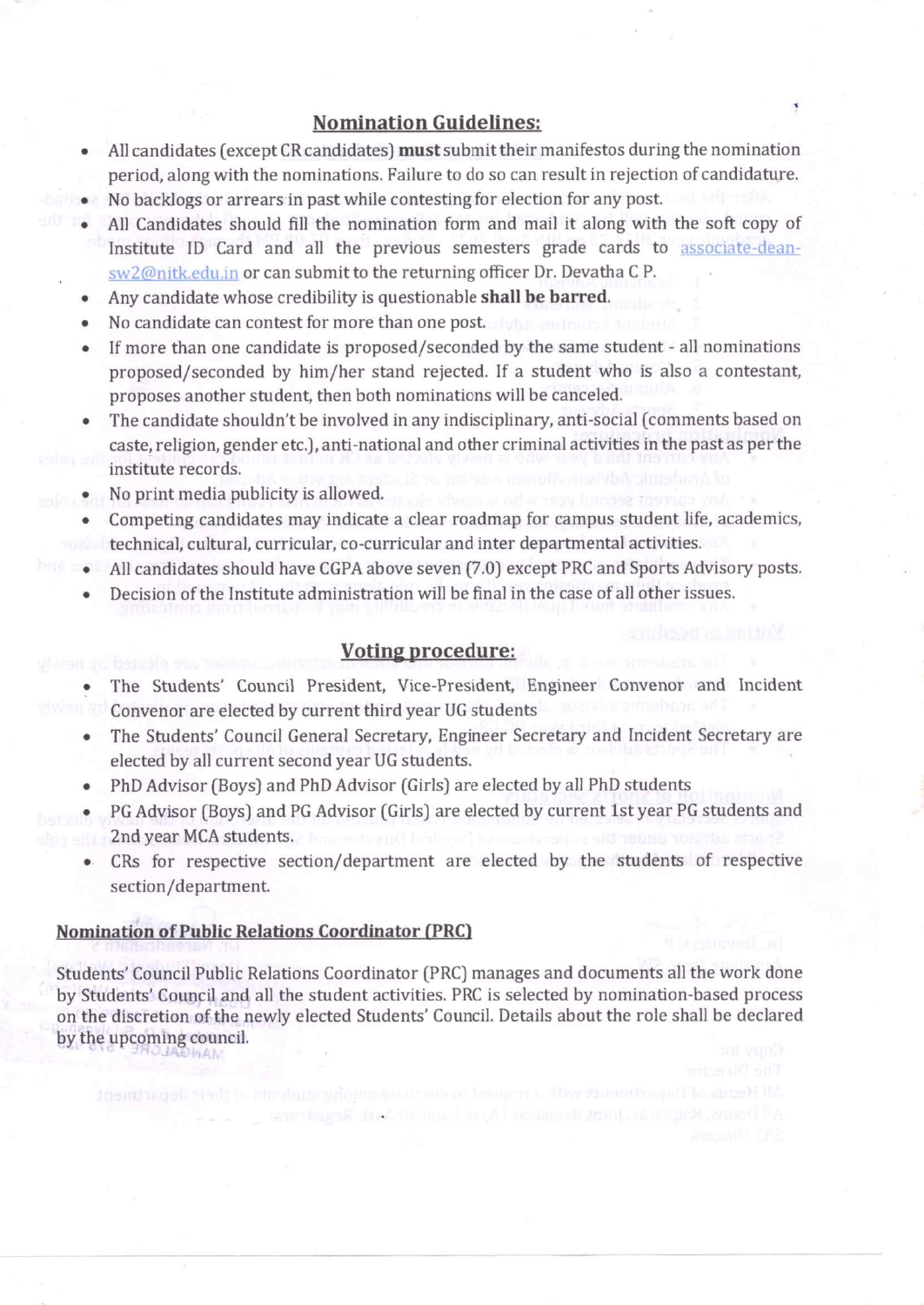## Nomination Guidelines:

- All candidates (except CR candidates) **must** submit their manifestos during the nomination period, along with the nominations. Failure to do so can result in rejection of candidature.
- No backlogs or arrears in past while contesting for election for any post.
- All Candidates should fill the nomination form and mail it along with the soft copy of Institute ID Card and all the previous semesters grade cards to associate-dean-sw2@nitk.edu.in or can submit to the returning officer Dr. Devatha C P.
- Any candidate whose credibility is questionable **shall be barred**.
- No candidate can contest for more than one post.
- If more than one candidate is proposed/seconded by the same student - all nominations proposed/seconded by him/her stand rejected. If a student who is also a contestant, proposes another student, then both nominations will be canceled.
- The candidate shouldn't be involved in any indisciplinary, anti-social (comments based on caste, religion, gender etc.), anti-national and other criminal activities in the past as per the institute records.
- No print media publicity is allowed.
- Competing candidates may indicate a clear roadmap for campus student life, academics, technical, cultural, curricular, co-curricular and inter departmental activities.
- All candidates should have CGPA above seven (7.0) except PRC and Sports Advisory posts.
- Decision of the Institute administration will be final in the case of all other issues.

## Voting procedure:

- The Students' Council President, Vice-President, Engineer Convenor and Incident Convenor are elected by current third year UG students
- The Students' Council General Secretary, Engineer Secretary and Incident Secretary are elected by all current second year UG students.
- PhD Advisor (Boys) and PhD Advisor (Girls) are elected by all PhD students
- PG Advisor (Boys) and PG Advisor (Girls) are elected by current 1st year PG students and 2nd year MCA students.
- CRs for respective section/department are elected by the students of respective section/department.

## Nomination of Public Relations Coordinator (PRC)

Students' Council Public Relations Coordinator (PRC) manages and documents all the work done by Students' Council and all the student activities. PRC is selected by nomination-based process on the discretion of the newly elected Students' Council. Details about the role shall be declared by the upcoming council.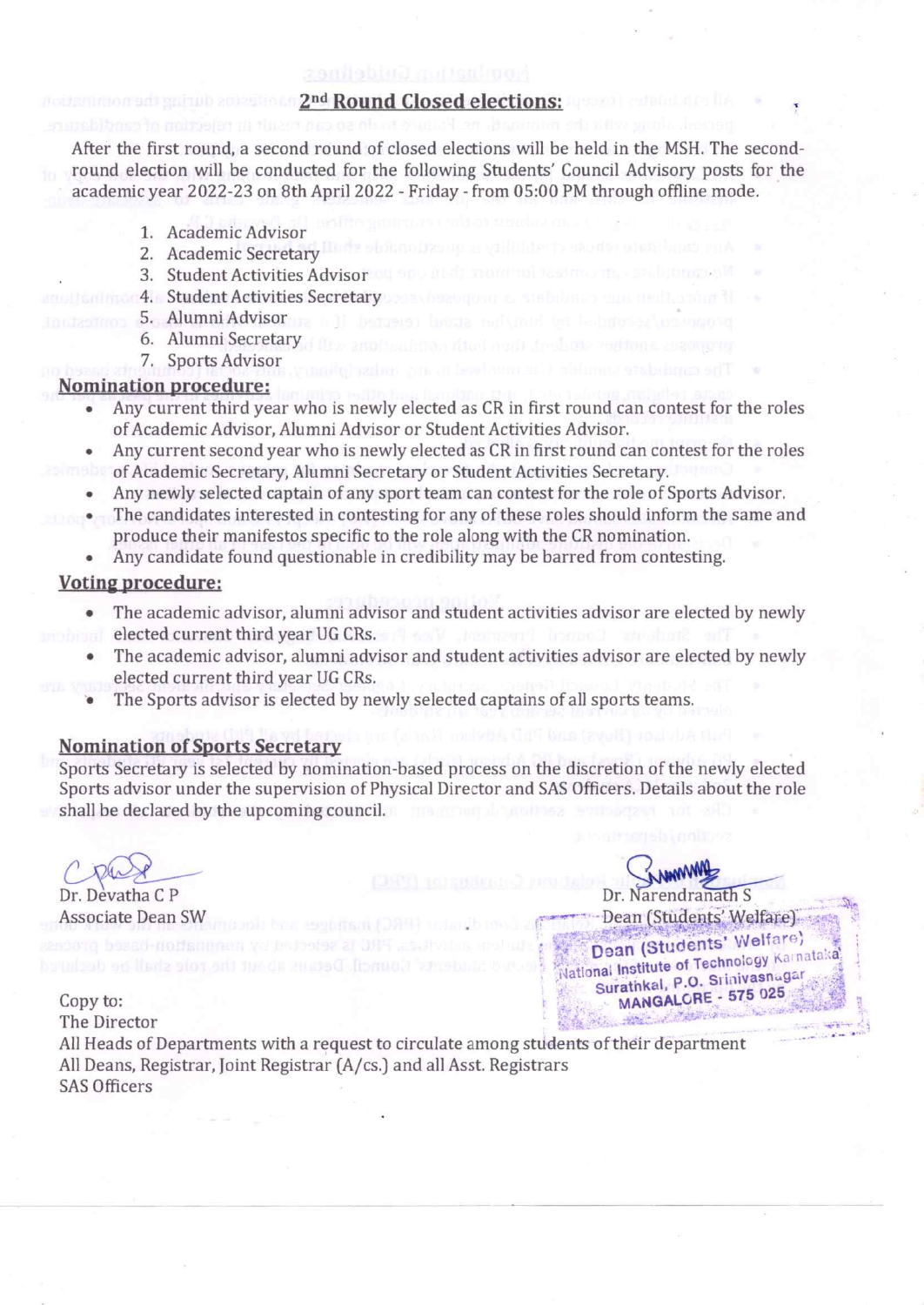## 2nd Round Closed elections:

After the first round, a second round of closed elections will be held in the MSH. The second-round election will be conducted for the following Students' Council Advisory posts for the academic year 2022-23 on 8th April 2022 - Friday - from 05:00 PM through offline mode.

1. Academic Advisor
2. Academic Secretary
3. Student Activities Advisor
4. Student Activities Secretary
5. Alumni Advisor
6. Alumni Secretary
7. Sports Advisor

### Nomination procedure:

- Any current third year who is newly elected as CR in first round can contest for the roles of Academic Advisor, Alumni Advisor or Student Activities Advisor.
- Any current second year who is newly elected as CR in first round can contest for the roles of Academic Secretary, Alumni Secretary or Student Activities Secretary.
- Any newly selected captain of any sport team can contest for the role of Sports Advisor.
- The candidates interested in contesting for any of these roles should inform the same and produce their manifestos specific to the role along with the CR nomination.
- Any candidate found questionable in credibility may be barred from contesting.

### Voting procedure:

- The academic advisor, alumni advisor and student activities advisor are elected by newly elected current third year UG CRs.
- The academic advisor, alumni advisor and student activities advisor are elected by newly elected current third year UG CRs.
- The Sports advisor is elected by newly selected captains of all sports teams.

### Nomination of Sports Secretary

Sports Secretary is selected by nomination-based process on the discretion of the newly elected Sports advisor under the supervision of Physical Director and SAS Officers. Details about the role shall be declared by the upcoming council.

Dr. Devatha C P
Associate Dean SW

Dr. Narendranath S
Dean (Students' Welfare)

Dean (Students' Welfare)
National Institute of Technology Karnataka
Surathkal, P.O. Srinivasnagar
MANGALORE - 575 025

Copy to:
The Director
All Heads of Departments with a request to circulate among students of their department
All Deans, Registrar, Joint Registrar (A/cs.) and all Asst. Registrars
SAS Officers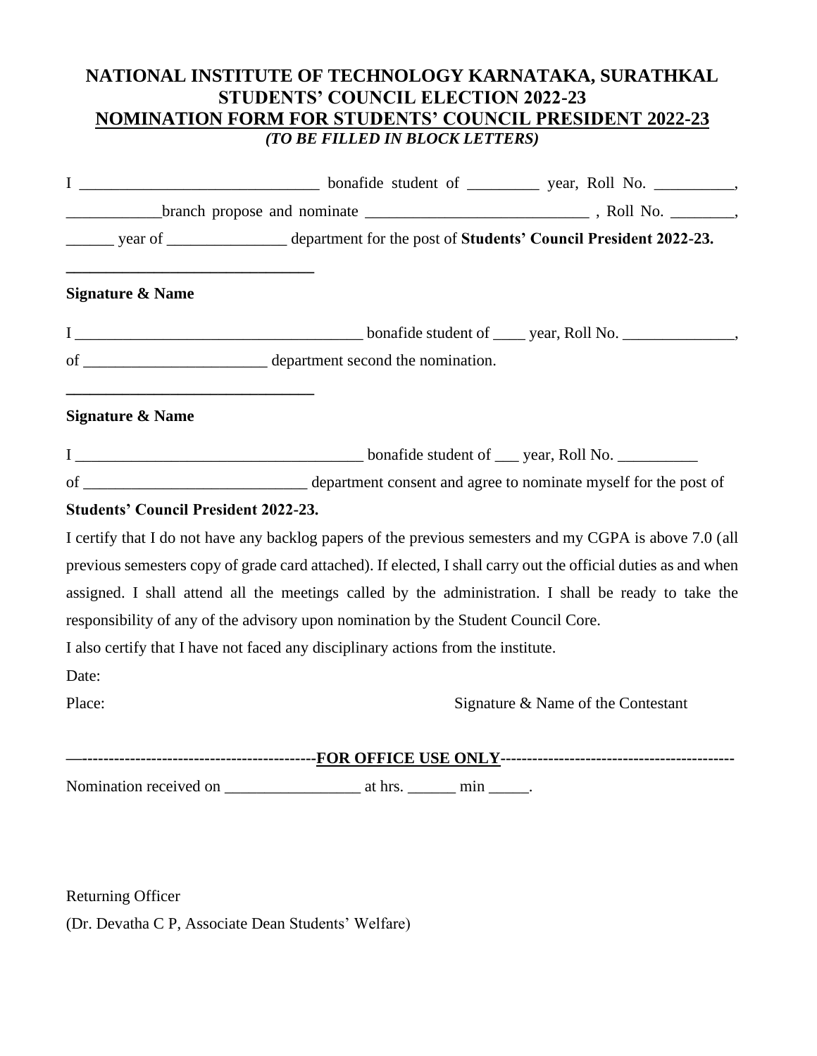# NATIONAL INSTITUTE OF TECHNOLOGY KARNATAKA, SURATHKAL

## STUDENTS' COUNCIL ELECTION 2022-23

## NOMINATION FORM FOR STUDENTS' COUNCIL PRESIDENT 2022-23

***(TO BE FILLED IN BLOCK LETTERS)***

I ______________________________ bonafide student of _________ year, Roll No. __________, ____________branch propose and nominate ____________________________ , Roll No. ________, ______ year of _______________ department for the post of **Students' Council President 2022-23.**

________________________________

**Signature & Name**

I ____________________________________ bonafide student of ____ year, Roll No. ______________, of _______________________ department second the nomination.

________________________________

**Signature & Name**

I ____________________________________ bonafide student of ___ year, Roll No. __________ of ____________________________ department consent and agree to nominate myself for the post of **Students' Council President 2022-23.**

I certify that I do not have any backlog papers of the previous semesters and my CGPA is above 7.0 (all previous semesters copy of grade card attached). If elected, I shall carry out the official duties as and when assigned. I shall attend all the meetings called by the administration. I shall be ready to take the responsibility of any of the advisory upon nomination by the Student Council Core.

I also certify that I have not faced any disciplinary actions from the institute.

Date:

Place: Signature & Name of the Contestant

—-------------------------------------------**FOR OFFICE USE ONLY**--------------------------------------------

Nomination received on _________________ at hrs. ______ min _____.

Returning Officer

(Dr. Devatha C P, Associate Dean Students' Welfare)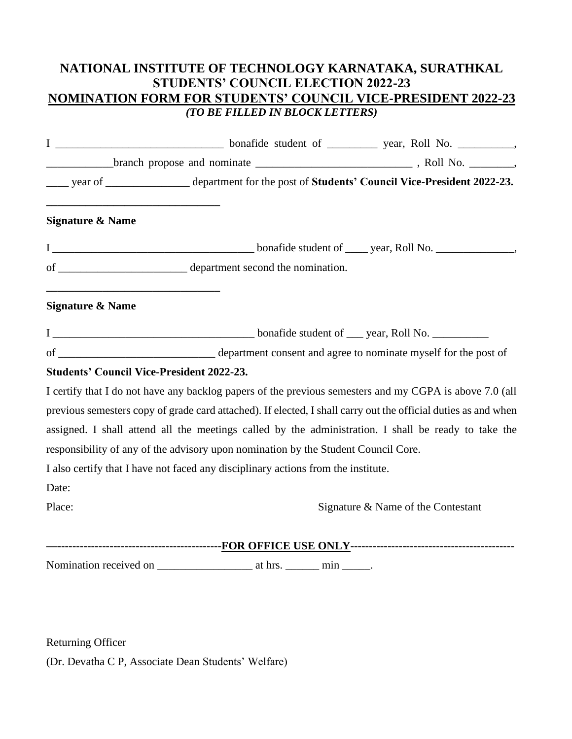# NATIONAL INSTITUTE OF TECHNOLOGY KARNATAKA, SURATHKAL
## STUDENTS' COUNCIL ELECTION 2022-23
## NOMINATION FORM FOR STUDENTS' COUNCIL VICE-PRESIDENT 2022-23
*(TO BE FILLED IN BLOCK LETTERS)*

I ______________________________ bonafide student of _________ year, Roll No. __________, ____________branch propose and nominate ____________________________ , Roll No. ________, ____ year of _______________ department for the post of **Students' Council Vice-President 2022-23.**

________________________________

**Signature & Name**

I ____________________________________ bonafide student of ____ year, Roll No. ______________, of _______________________ department second the nomination.

________________________________

**Signature & Name**

I ____________________________________ bonafide student of ___ year, Roll No. __________ of ____________________________ department consent and agree to nominate myself for the post of **Students' Council Vice-President 2022-23.**

I certify that I do not have any backlog papers of the previous semesters and my CGPA is above 7.0 (all previous semesters copy of grade card attached). If elected, I shall carry out the official duties as and when assigned. I shall attend all the meetings called by the administration. I shall be ready to take the responsibility of any of the advisory upon nomination by the Student Council Core.

I also certify that I have not faced any disciplinary actions from the institute.

Date:

Place: Signature & Name of the Contestant

—-------------------------------------------**FOR OFFICE USE ONLY**-------------------------------------------

Nomination received on _________________ at hrs. ______ min _____.

Returning Officer

(Dr. Devatha C P, Associate Dean Students' Welfare)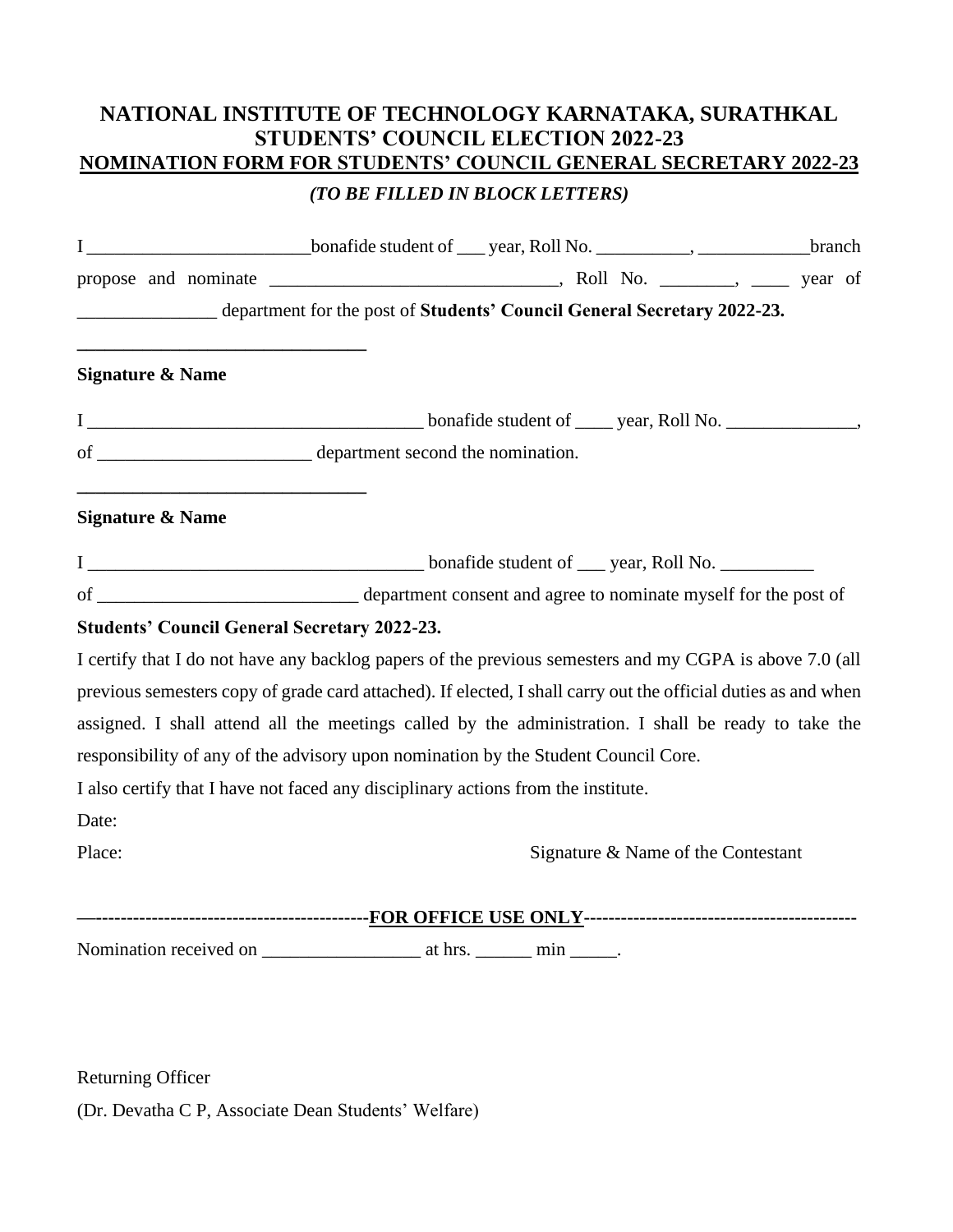# NATIONAL INSTITUTE OF TECHNOLOGY KARNATAKA, SURATHKAL
## STUDENTS' COUNCIL ELECTION 2022-23
## NOMINATION FORM FOR STUDENTS' COUNCIL GENERAL SECRETARY 2022-23

***(TO BE FILLED IN BLOCK LETTERS)***

I ________________________bonafide student of ___ year, Roll No. __________, ____________branch propose and nominate _______________________________, Roll No. ________, ____ year of _______________ department for the post of **Students' Council General Secretary 2022-23.**

_______________________________

**Signature & Name**

I ____________________________________ bonafide student of ____ year, Roll No. ______________, of _______________________ department second the nomination.

_______________________________

**Signature & Name**

I ____________________________________ bonafide student of ___ year, Roll No. __________ of ____________________________ department consent and agree to nominate myself for the post of **Students' Council General Secretary 2022-23.**

I certify that I do not have any backlog papers of the previous semesters and my CGPA is above 7.0 (all previous semesters copy of grade card attached). If elected, I shall carry out the official duties as and when assigned. I shall attend all the meetings called by the administration. I shall be ready to take the responsibility of any of the advisory upon nomination by the Student Council Core.

I also certify that I have not faced any disciplinary actions from the institute.

Date:

Place: Signature & Name of the Contestant

---------------------------------------------**FOR OFFICE USE ONLY**---------------------------------------------

Nomination received on _________________ at hrs. ______ min _____.

Returning Officer

(Dr. Devatha C P, Associate Dean Students' Welfare)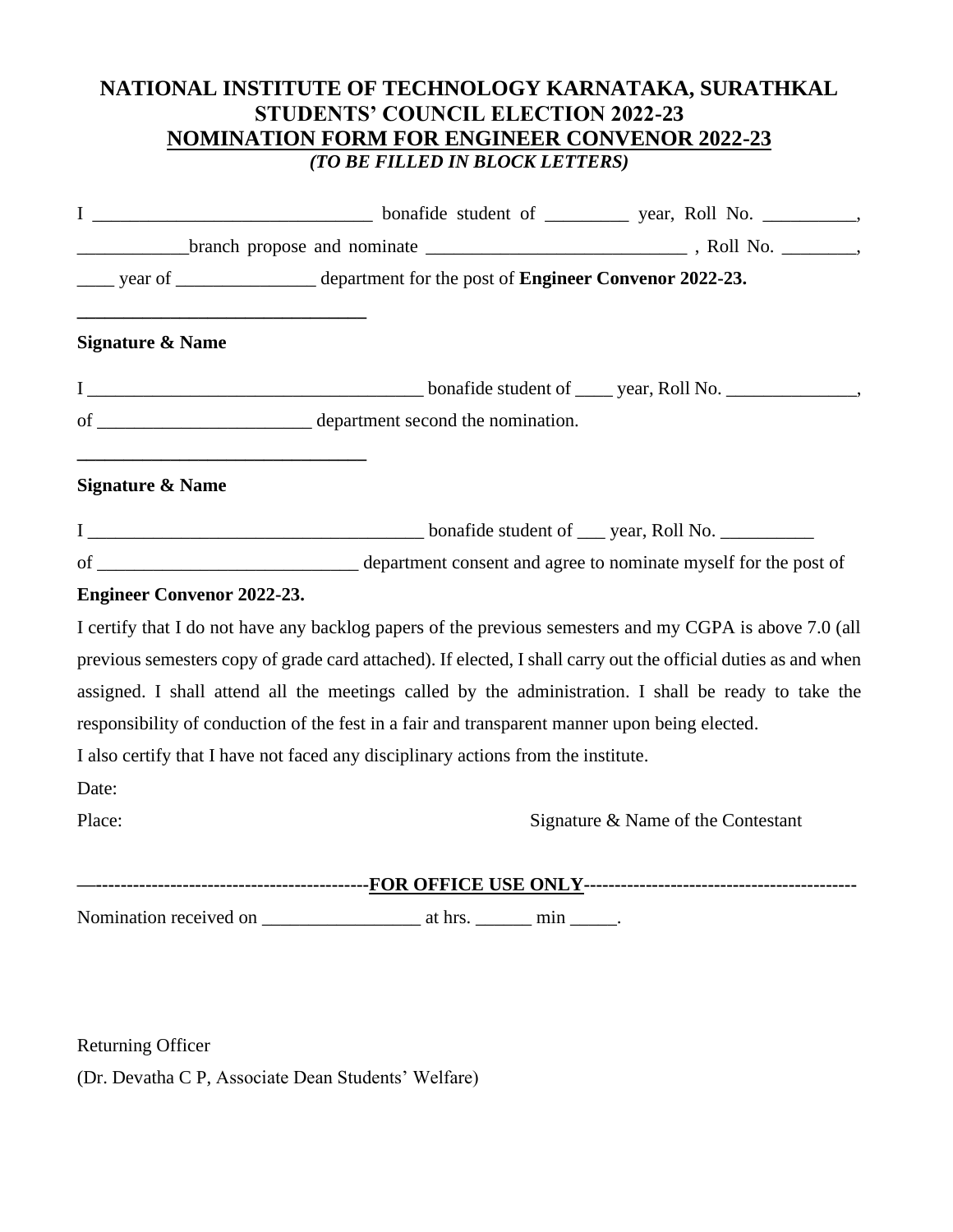# NATIONAL INSTITUTE OF TECHNOLOGY KARNATAKA, SURATHKAL
## STUDENTS' COUNCIL ELECTION 2022-23
## NOMINATION FORM FOR ENGINEER CONVENOR 2022-23

***(TO BE FILLED IN BLOCK LETTERS)***

I ______________________________ bonafide student of _________ year, Roll No. __________, ____________branch propose and nominate ____________________________ , Roll No. ________, ____ year of _______________ department for the post of **Engineer Convenor 2022-23.**

________________________________

**Signature & Name**

I ____________________________________ bonafide student of ____ year, Roll No. ______________, of _______________________ department second the nomination.

________________________________

**Signature & Name**

I ____________________________________ bonafide student of ___ year, Roll No. __________ of ____________________________ department consent and agree to nominate myself for the post of **Engineer Convenor 2022-23.**

I certify that I do not have any backlog papers of the previous semesters and my CGPA is above 7.0 (all previous semesters copy of grade card attached). If elected, I shall carry out the official duties as and when assigned. I shall attend all the meetings called by the administration. I shall be ready to take the responsibility of conduction of the fest in a fair and transparent manner upon being elected.

I also certify that I have not faced any disciplinary actions from the institute.

Date:

Place: Signature & Name of the Contestant

---------------------------------------------**FOR OFFICE USE ONLY**---------------------------------------------

Nomination received on _________________ at hrs. ______ min _____.

Returning Officer

(Dr. Devatha C P, Associate Dean Students' Welfare)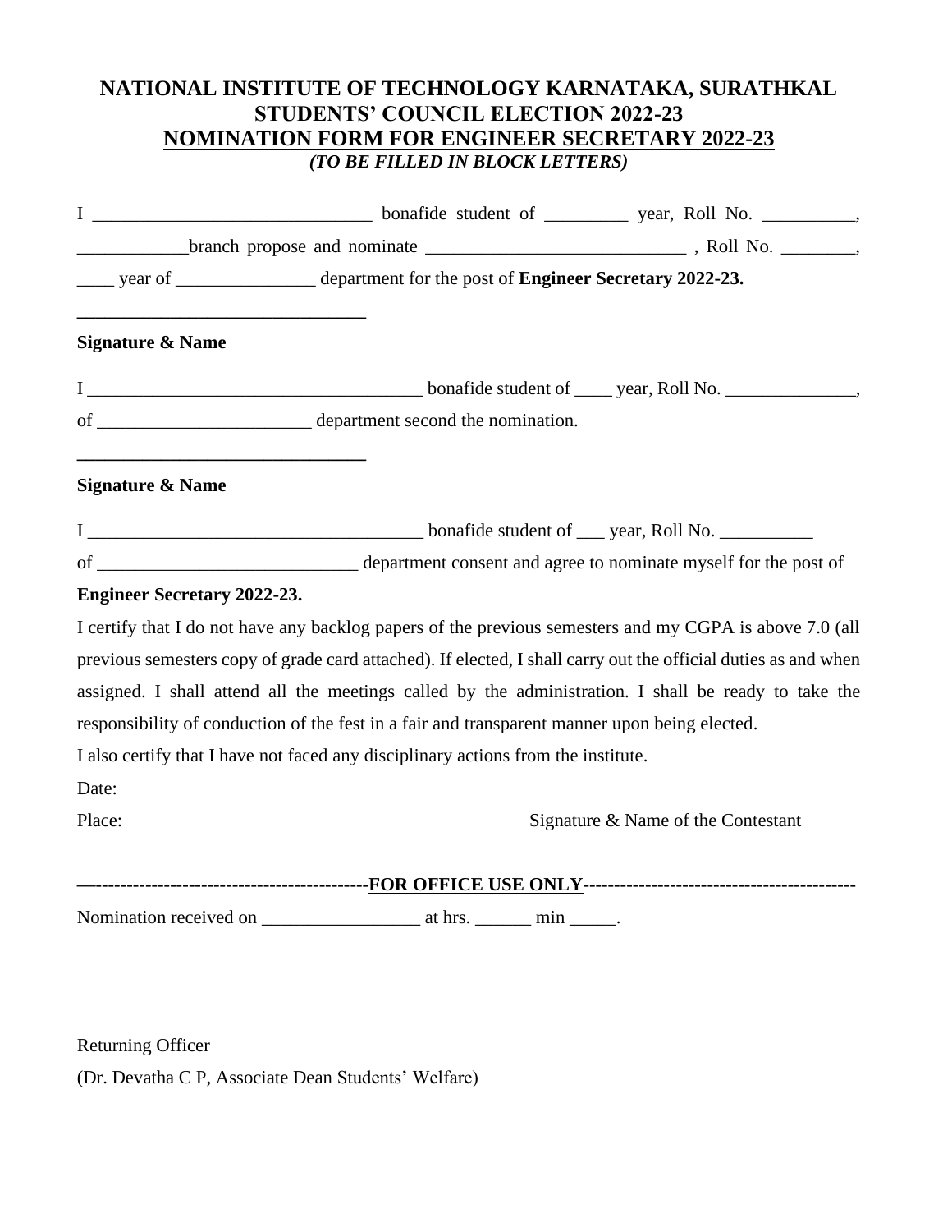# NATIONAL INSTITUTE OF TECHNOLOGY KARNATAKA, SURATHKAL
## STUDENTS' COUNCIL ELECTION 2022-23
## <u>NOMINATION FORM FOR ENGINEER SECRETARY 2022-23</u>
***(TO BE FILLED IN BLOCK LETTERS)***

I ______________________________ bonafide student of _________ year, Roll No. __________, ____________branch propose and nominate ____________________________ , Roll No. ________, ____ year of _______________ department for the post of **Engineer Secretary 2022-23.**

_______________________________

**Signature & Name**

I ____________________________________ bonafide student of ____ year, Roll No. ______________, of _______________________ department second the nomination.

_______________________________

**Signature & Name**

I ____________________________________ bonafide student of ___ year, Roll No. __________ of ____________________________ department consent and agree to nominate myself for the post of **Engineer Secretary 2022-23.**

I certify that I do not have any backlog papers of the previous semesters and my CGPA is above 7.0 (all previous semesters copy of grade card attached). If elected, I shall carry out the official duties as and when assigned. I shall attend all the meetings called by the administration. I shall be ready to take the responsibility of conduction of the fest in a fair and transparent manner upon being elected.

I also certify that I have not faced any disciplinary actions from the institute.

Date:

Place: Signature & Name of the Contestant

---------------------------------------------**<u>FOR OFFICE USE ONLY</u>**---------------------------------------------

Nomination received on _________________ at hrs. ______ min _____.

Returning Officer

(Dr. Devatha C P, Associate Dean Students' Welfare)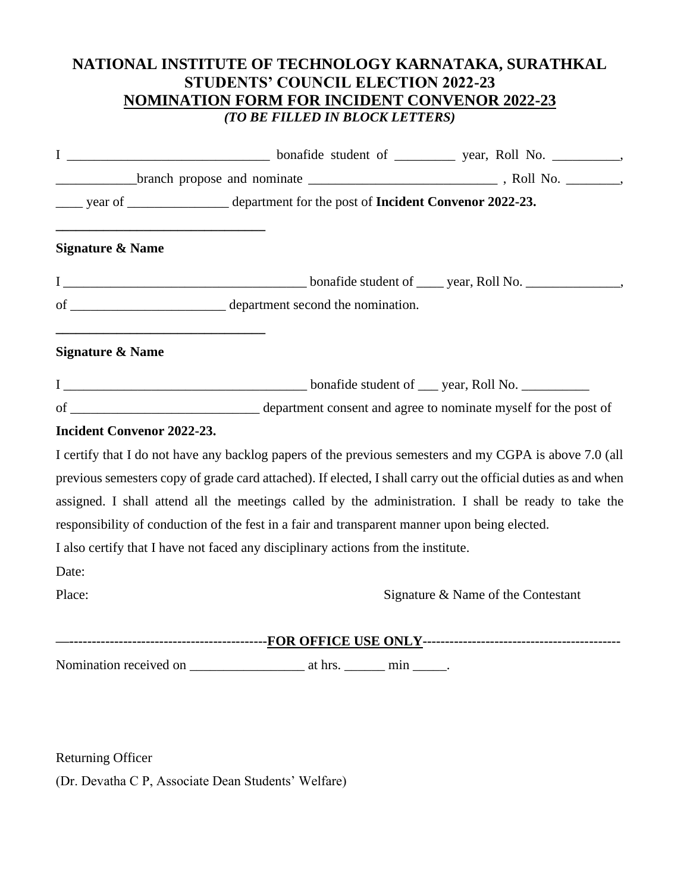# NATIONAL INSTITUTE OF TECHNOLOGY KARNATAKA, SURATHKAL
## STUDENTS' COUNCIL ELECTION 2022-23
## NOMINATION FORM FOR INCIDENT CONVENOR 2022-23
***(TO BE FILLED IN BLOCK LETTERS)***

I ______________________________ bonafide student of _________ year, Roll No. __________, ____________branch propose and nominate ____________________________ , Roll No. ________, ____ year of _______________ department for the post of **Incident Convenor 2022-23.**

_______________________________

**Signature & Name**

I ____________________________________ bonafide student of ____ year, Roll No. ______________, of _______________________ department second the nomination.

_______________________________

**Signature & Name**

I ____________________________________ bonafide student of ___ year, Roll No. __________ of ____________________________ department consent and agree to nominate myself for the post of **Incident Convenor 2022-23.**

I certify that I do not have any backlog papers of the previous semesters and my CGPA is above 7.0 (all previous semesters copy of grade card attached). If elected, I shall carry out the official duties as and when assigned. I shall attend all the meetings called by the administration. I shall be ready to take the responsibility of conduction of the fest in a fair and transparent manner upon being elected.

I also certify that I have not faced any disciplinary actions from the institute.

Date:

Place: Signature & Name of the Contestant

—-------------------------------------------**FOR OFFICE USE ONLY**-------------------------------------------

Nomination received on _________________ at hrs. ______ min _____.

Returning Officer

(Dr. Devatha C P, Associate Dean Students' Welfare)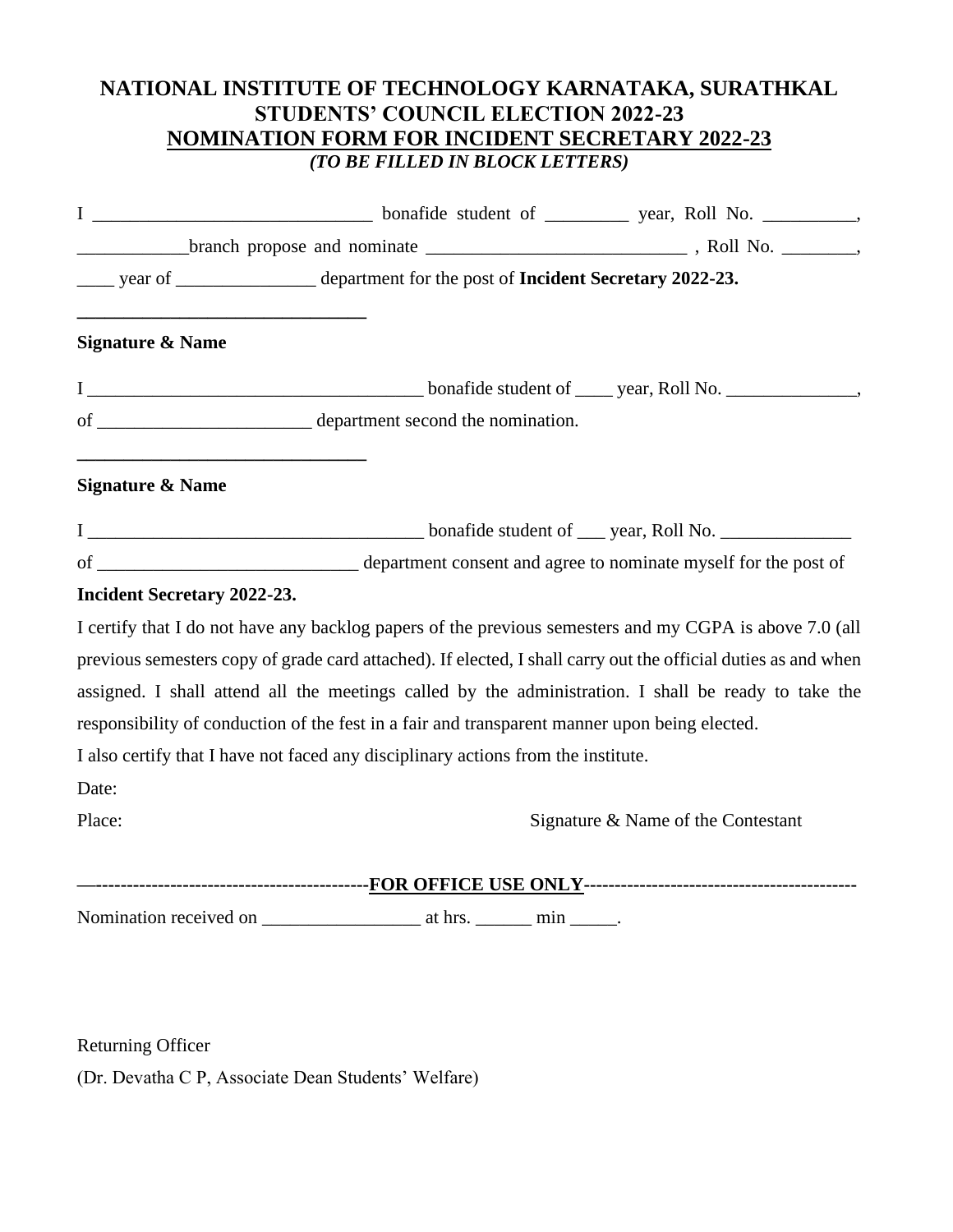# NATIONAL INSTITUTE OF TECHNOLOGY KARNATAKA, SURATHKAL
## STUDENTS' COUNCIL ELECTION 2022-23
## NOMINATION FORM FOR INCIDENT SECRETARY 2022-23

***(TO BE FILLED IN BLOCK LETTERS)***

I ______________________________ bonafide student of _________ year, Roll No. __________, ____________branch propose and nominate ____________________________ , Roll No. ________, ____ year of _______________ department for the post of **Incident Secretary 2022-23.**

________________________________

**Signature & Name**

I ____________________________________ bonafide student of ____ year, Roll No. ______________, of _______________________ department second the nomination.

________________________________

**Signature & Name**

I ____________________________________ bonafide student of ___ year, Roll No. ______________ of ____________________________ department consent and agree to nominate myself for the post of **Incident Secretary 2022-23.**

I certify that I do not have any backlog papers of the previous semesters and my CGPA is above 7.0 (all previous semesters copy of grade card attached). If elected, I shall carry out the official duties as and when assigned. I shall attend all the meetings called by the administration. I shall be ready to take the responsibility of conduction of the fest in a fair and transparent manner upon being elected.

I also certify that I have not faced any disciplinary actions from the institute.

Date:

Place: Signature & Name of the Contestant

---------------------------------------------**FOR OFFICE USE ONLY**---------------------------------------------

Nomination received on _________________ at hrs. ______ min _____.

Returning Officer

(Dr. Devatha C P, Associate Dean Students' Welfare)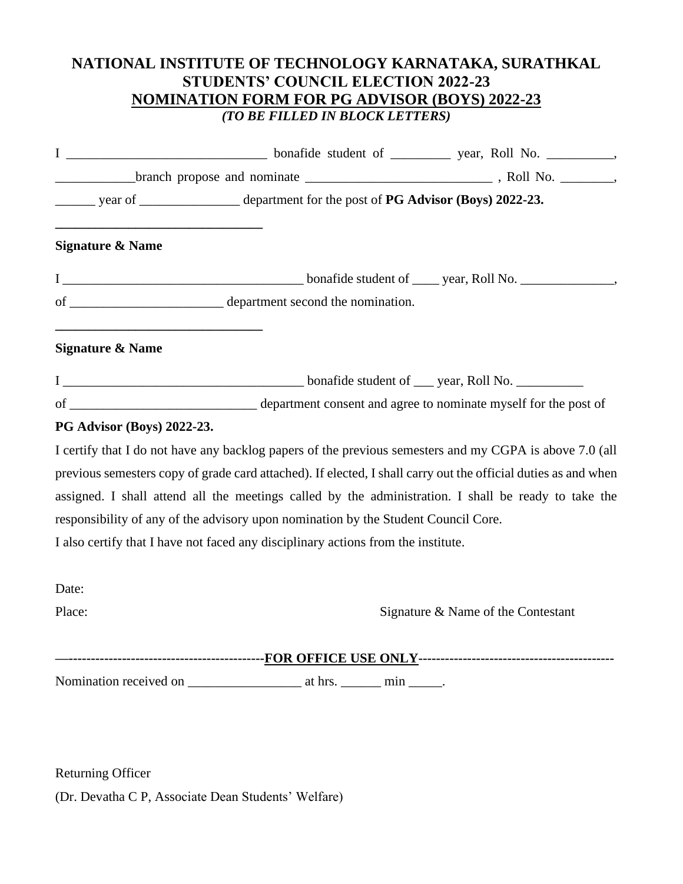# NATIONAL INSTITUTE OF TECHNOLOGY KARNATAKA, SURATHKAL
## STUDENTS' COUNCIL ELECTION 2022-23
## NOMINATION FORM FOR PG ADVISOR (BOYS) 2022-23

***(TO BE FILLED IN BLOCK LETTERS)***

I ______________________________ bonafide student of _________ year, Roll No. __________, ____________branch propose and nominate ____________________________ , Roll No. ________, ______ year of _______________ department for the post of **PG Advisor (Boys) 2022-23.**

_______________________________

**Signature & Name**

I ____________________________________ bonafide student of ____ year, Roll No. ______________, of _______________________ department second the nomination.

_______________________________

**Signature & Name**

I ____________________________________ bonafide student of ___ year, Roll No. __________ of ____________________________ department consent and agree to nominate myself for the post of **PG Advisor (Boys) 2022-23.**

I certify that I do not have any backlog papers of the previous semesters and my CGPA is above 7.0 (all previous semesters copy of grade card attached). If elected, I shall carry out the official duties as and when assigned. I shall attend all the meetings called by the administration. I shall be ready to take the responsibility of any of the advisory upon nomination by the Student Council Core.

I also certify that I have not faced any disciplinary actions from the institute.

Date:

Place: Signature & Name of the Contestant

**—-------------------------------------------FOR OFFICE USE ONLY--------------------------------------------**

Nomination received on _________________ at hrs. ______ min _____.

Returning Officer

(Dr. Devatha C P, Associate Dean Students' Welfare)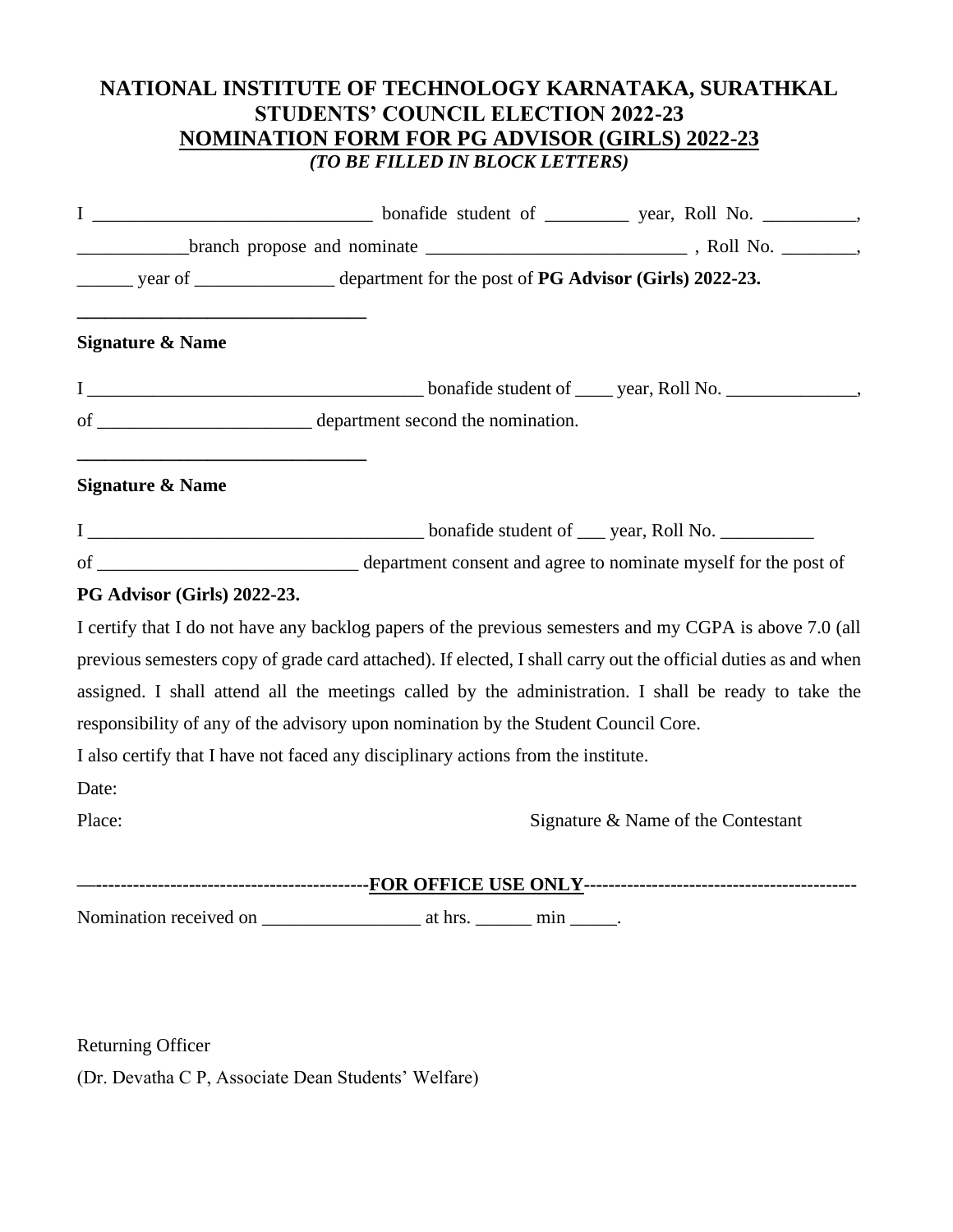# NATIONAL INSTITUTE OF TECHNOLOGY KARNATAKA, SURATHKAL

## STUDENTS' COUNCIL ELECTION 2022-23

## NOMINATION FORM FOR PG ADVISOR (GIRLS) 2022-23

***(TO BE FILLED IN BLOCK LETTERS)***

I ______________________________ bonafide student of _________ year, Roll No. __________, ____________branch propose and nominate ____________________________ , Roll No. ________, ______ year of _______________ department for the post of **PG Advisor (Girls) 2022-23.**

_______________________________

**Signature & Name**

I ____________________________________ bonafide student of ____ year, Roll No. ______________, of _______________________ department second the nomination.

_______________________________

**Signature & Name**

I ____________________________________ bonafide student of ___ year, Roll No. __________ of ____________________________ department consent and agree to nominate myself for the post of **PG Advisor (Girls) 2022-23.**

I certify that I do not have any backlog papers of the previous semesters and my CGPA is above 7.0 (all previous semesters copy of grade card attached). If elected, I shall carry out the official duties as and when assigned. I shall attend all the meetings called by the administration. I shall be ready to take the responsibility of any of the advisory upon nomination by the Student Council Core.

I also certify that I have not faced any disciplinary actions from the institute.

Date:

Place: Signature & Name of the Contestant

—-------------------------------------------**FOR OFFICE USE ONLY**--------------------------------------------

Nomination received on _________________ at hrs. ______ min _____.

Returning Officer

(Dr. Devatha C P, Associate Dean Students' Welfare)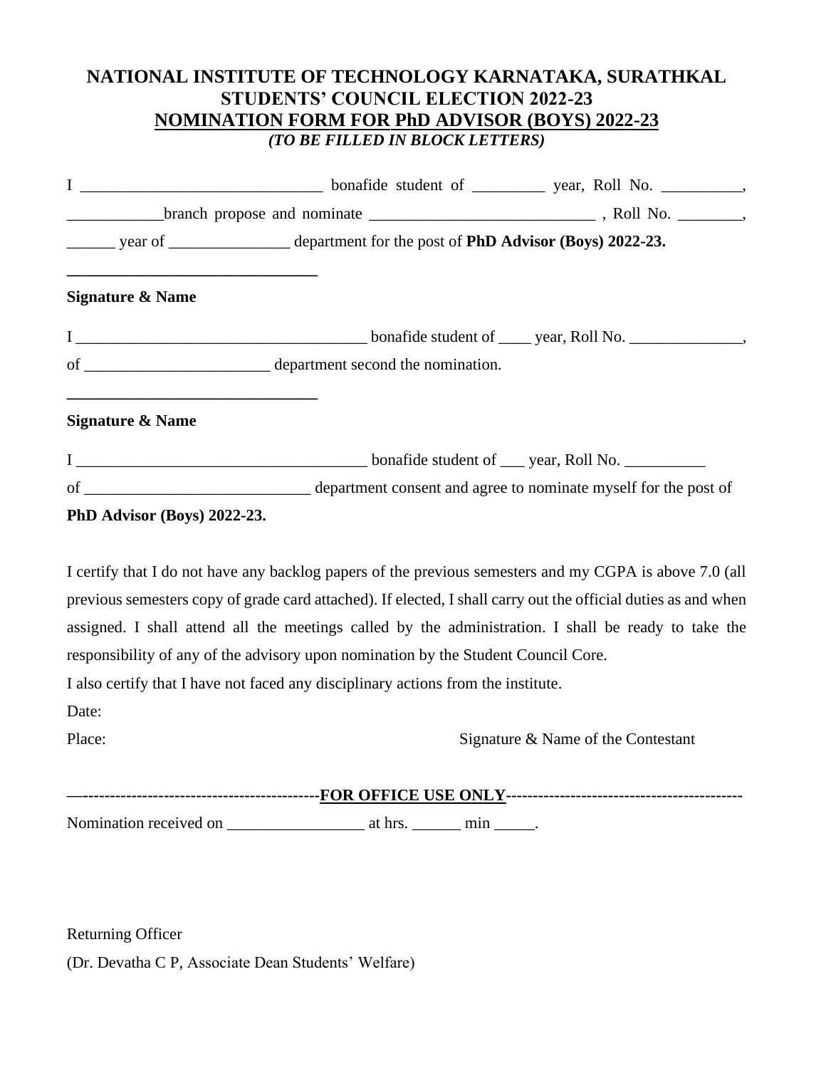# NATIONAL INSTITUTE OF TECHNOLOGY KARNATAKA, SURATHKAL

## STUDENTS' COUNCIL ELECTION 2022-23

## NOMINATION FORM FOR PhD ADVISOR (BOYS) 2022-23

*(TO BE FILLED IN BLOCK LETTERS)*

I ______________________________ bonafide student of _________ year, Roll No. __________, ____________branch propose and nominate ____________________________ , Roll No. ________, ______ year of _______________ department for the post of **PhD Advisor (Boys) 2022-23.**

_______________________________

**Signature & Name**

I ____________________________________ bonafide student of ____ year, Roll No. ______________, of _______________________ department second the nomination.

_______________________________

**Signature & Name**

I ____________________________________ bonafide student of ___ year, Roll No. __________ of ____________________________ department consent and agree to nominate myself for the post of **PhD Advisor (Boys) 2022-23.**

I certify that I do not have any backlog papers of the previous semesters and my CGPA is above 7.0 (all previous semesters copy of grade card attached). If elected, I shall carry out the official duties as and when assigned. I shall attend all the meetings called by the administration. I shall be ready to take the responsibility of any of the advisory upon nomination by the Student Council Core.

I also certify that I have not faced any disciplinary actions from the institute.

Date:

Place: Signature & Name of the Contestant

—-------------------------------------------**FOR OFFICE USE ONLY**--------------------------------------------

Nomination received on _________________ at hrs. ______ min _____.

Returning Officer

(Dr. Devatha C P, Associate Dean Students' Welfare)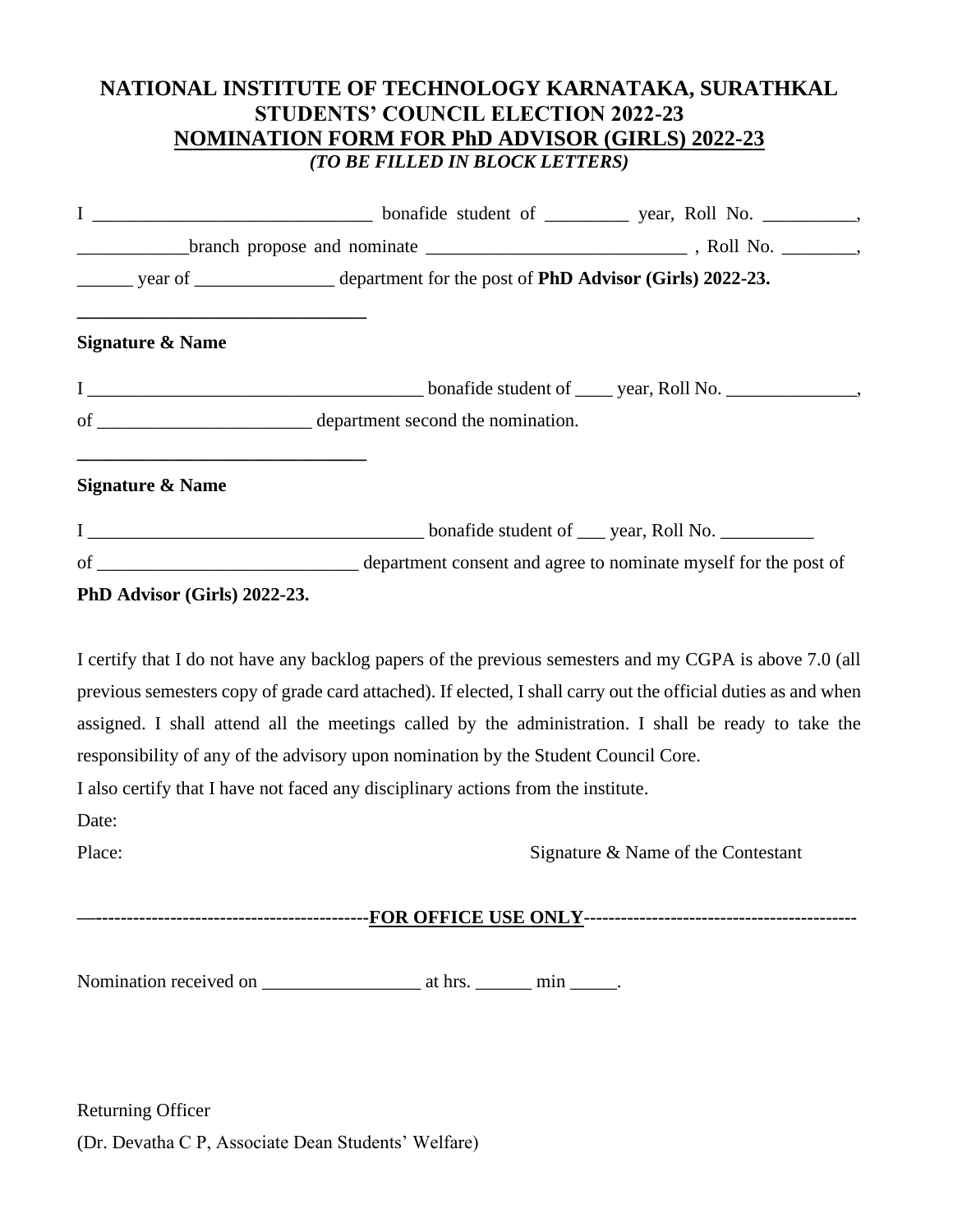# NATIONAL INSTITUTE OF TECHNOLOGY KARNATAKA, SURATHKAL
## STUDENTS' COUNCIL ELECTION 2022-23
## NOMINATION FORM FOR PhD ADVISOR (GIRLS) 2022-23

***(TO BE FILLED IN BLOCK LETTERS)***

I ______________________________ bonafide student of _________ year, Roll No. __________, ____________branch propose and nominate ____________________________ , Roll No. ________, ______ year of _______________ department for the post of **PhD Advisor (Girls) 2022-23.**

_______________________________

**Signature & Name**

I ____________________________________ bonafide student of ____ year, Roll No. ______________, of _______________________ department second the nomination.

_______________________________

**Signature & Name**

I ____________________________________ bonafide student of ___ year, Roll No. __________ of ____________________________ department consent and agree to nominate myself for the post of **PhD Advisor (Girls) 2022-23.**

I certify that I do not have any backlog papers of the previous semesters and my CGPA is above 7.0 (all previous semesters copy of grade card attached). If elected, I shall carry out the official duties as and when assigned. I shall attend all the meetings called by the administration. I shall be ready to take the responsibility of any of the advisory upon nomination by the Student Council Core.

I also certify that I have not faced any disciplinary actions from the institute.

Date:

Place: Signature & Name of the Contestant

—-------------------------------------------**FOR OFFICE USE ONLY**--------------------------------------------

Nomination received on _________________ at hrs. ______ min _____.

Returning Officer

(Dr. Devatha C P, Associate Dean Students' Welfare)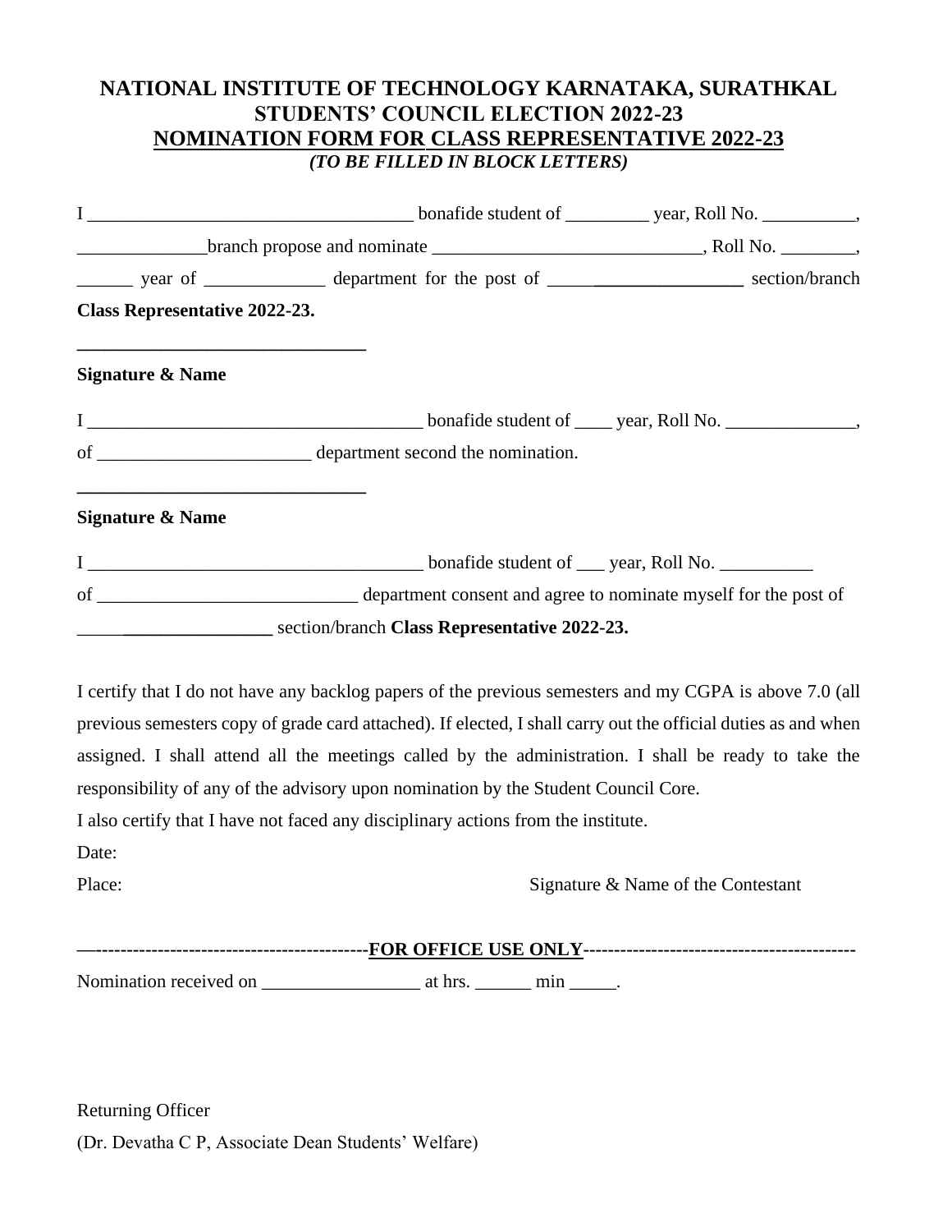# NATIONAL INSTITUTE OF TECHNOLOGY KARNATAKA, SURATHKAL
## STUDENTS' COUNCIL ELECTION 2022-23
## NOMINATION FORM FOR CLASS REPRESENTATIVE 2022-23
***(TO BE FILLED IN BLOCK LETTERS)***

I ___________________________________ bonafide student of _________ year, Roll No. __________, ______________branch propose and nominate _____________________________, Roll No. ________, ______ year of _____________ department for the post of _____________________ section/branch **Class Representative 2022-23.**

_______________________________

**Signature & Name**

I _____________________________________ bonafide student of ____ year, Roll No. ______________, of _______________________ department second the nomination.

_______________________________

**Signature & Name**

I _____________________________________ bonafide student of ___ year, Roll No. __________ of ____________________________ department consent and agree to nominate myself for the post of _____________________ section/branch **Class Representative 2022-23.**

I certify that I do not have any backlog papers of the previous semesters and my CGPA is above 7.0 (all previous semesters copy of grade card attached). If elected, I shall carry out the official duties as and when assigned. I shall attend all the meetings called by the administration. I shall be ready to take the responsibility of any of the advisory upon nomination by the Student Council Core.

I also certify that I have not faced any disciplinary actions from the institute.

Date:

Place: Signature & Name of the Contestant

—-------------------------------------------**FOR OFFICE USE ONLY**--------------------------------------------

Nomination received on _________________ at hrs. ______ min _____.

Returning Officer

(Dr. Devatha C P, Associate Dean Students' Welfare)